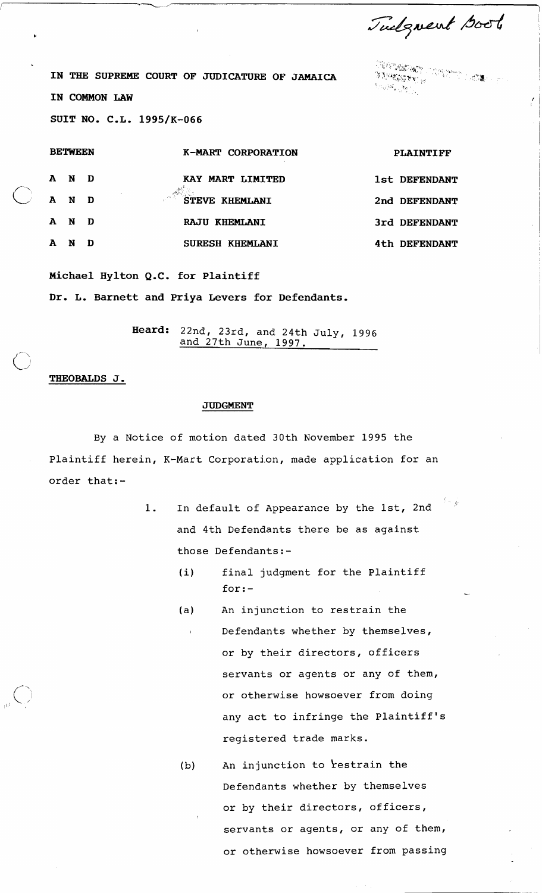Judgment Book

IN THE SUPREME COURT OF JUDICATURE OF JAMAICA

IN COMMON LAW

SUIT NO. C.L. 1995/K-066

| BETWEEN | K-MART CORPORATION | PLAINTIFF |
|---|---|---|
| A N D | KAY MART LIMITED | 1st DEFENDANT |
| A N D | STEVE KHEMLANI | 2nd DEFENDANT |
| A N D | RAJU KHEMLANI | 3rd DEFENDANT |
| A N D | SURESH KHEMLANI | 4th DEFENDANT |

**Michael Hylton Q.C. for Plaintiff**

**Dr. L. Barnett and Priya Levers for Defendants.**

**Heard:** 22nd, 23rd, and 24th July, 1996 and 27th June, 1997.

**THEOBALDS J.**

## JUDGMENT

By a Notice of motion dated 30th November 1995 the Plaintiff herein, K-Mart Corporation, made application for an order that:-

1. In default of Appearance by the 1st, 2nd and 4th Defendants there be as against those Defendants:-
   - (i) final judgment for the Plaintiff for:-
   - (a) An injunction to restrain the Defendants whether by themselves, or by their directors, officers servants or agents or any of them, or otherwise howsoever from doing any act to infringe the Plaintiff's registered trade marks.
   - (b) An injunction to restrain the Defendants whether by themselves or by their directors, officers, servants or agents, or any of them, or otherwise howsoever from passing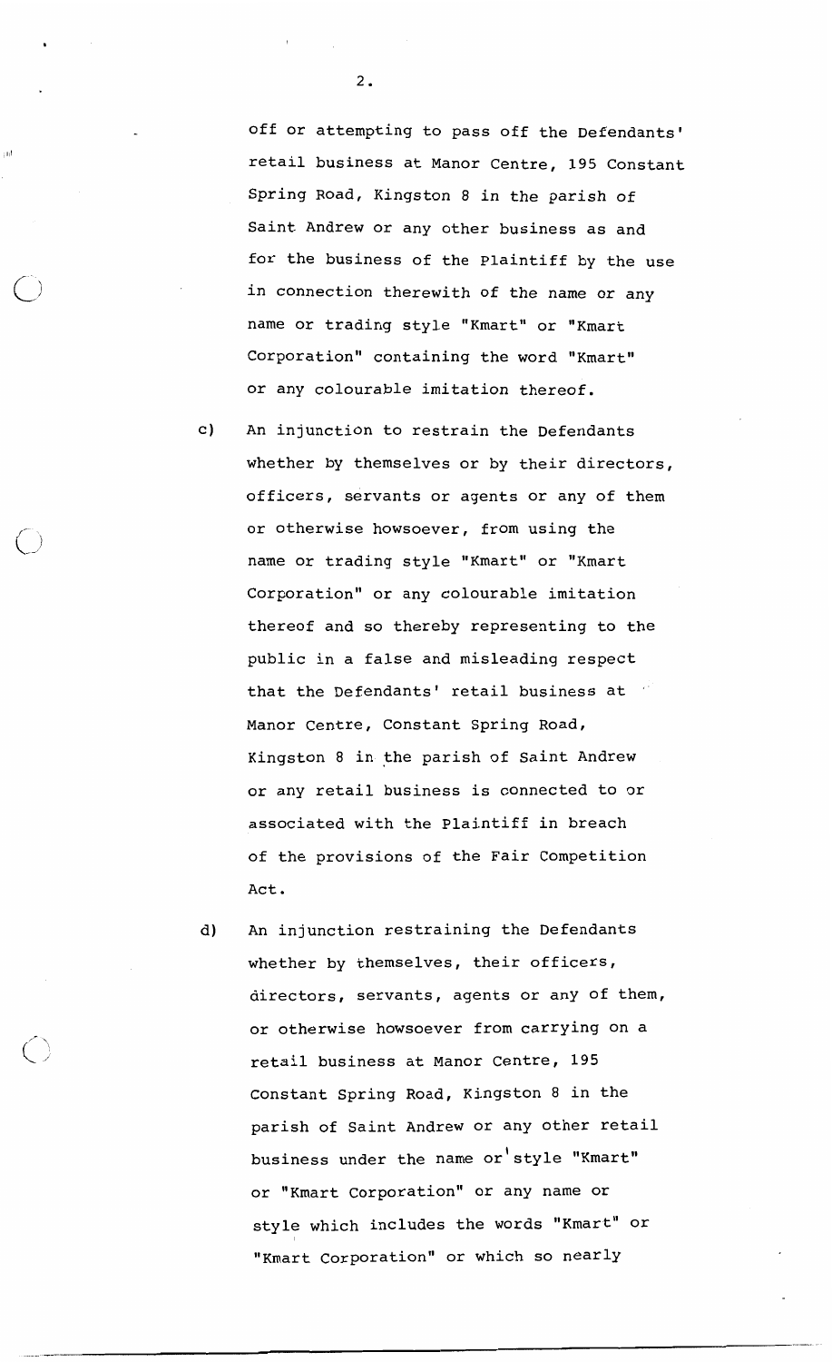off or attempting to pass off the Defendants' retail business at Manor Centre, 195 Constant Spring Road, Kingston 8 in the parish of Saint Andrew or any other business as and for the business of the Plaintiff by the use in connection therewith of the name or any name or trading style "Kmart" or "Kmart Corporation" containing the word "Kmart" or any colourable imitation thereof.

c) An injunction to restrain the Defendants whether by themselves or by their directors, officers, servants or agents or any of them or otherwise howsoever, from using the name or trading style "Kmart" or "Kmart Corporation" or any colourable imitation thereof and so thereby representing to the public in a false and misleading respect that the Defendants' retail business at Manor Centre, Constant Spring Road, Kingston 8 in the parish of Saint Andrew or any retail business is connected to or associated with the Plaintiff in breach of the provisions of the Fair Competition Act.

d) An injunction restraining the Defendants whether by themselves, their officers, directors, servants, agents or any of them, or otherwise howsoever from carrying on a retail business at Manor Centre, 195 Constant Spring Road, Kingston 8 in the parish of Saint Andrew or any other retail business under the name or style "Kmart" or "Kmart Corporation" or any name or style which includes the words "Kmart" or "Kmart Corporation" or which so nearly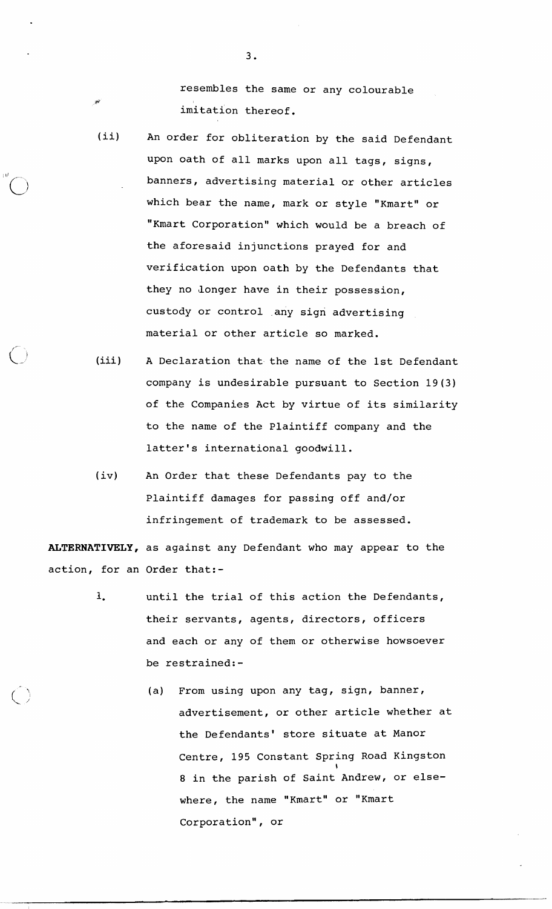resembles the same or any colourable imitation thereof.

(ii) An order for obliteration by the said Defendant upon oath of all marks upon all tags, signs, banners, advertising material or other articles which bear the name, mark or style "Kmart" or "Kmart Corporation" which would be a breach of the aforesaid injunctions prayed for and verification upon oath by the Defendants that they no longer have in their possession, custody or control any sign advertising material or other article so marked.

(iii) A Declaration that the name of the 1st Defendant company is undesirable pursuant to Section 19(3) of the Companies Act by virtue of its similarity to the name of the Plaintiff company and the latter's international goodwill.

(iv) An Order that these Defendants pay to the Plaintiff damages for passing off and/or infringement of trademark to be assessed.

**ALTERNATIVELY,** as against any Defendant who may appear to the action, for an Order that:-

1. until the trial of this action the Defendants, their servants, agents, directors, officers and each or any of them or otherwise howsoever be restrained:-

   (a) From using upon any tag, sign, banner, advertisement, or other article whether at the Defendants' store situate at Manor Centre, 195 Constant Spring Road Kingston 8 in the parish of Saint Andrew, or elsewhere, the name "Kmart" or "Kmart Corporation", or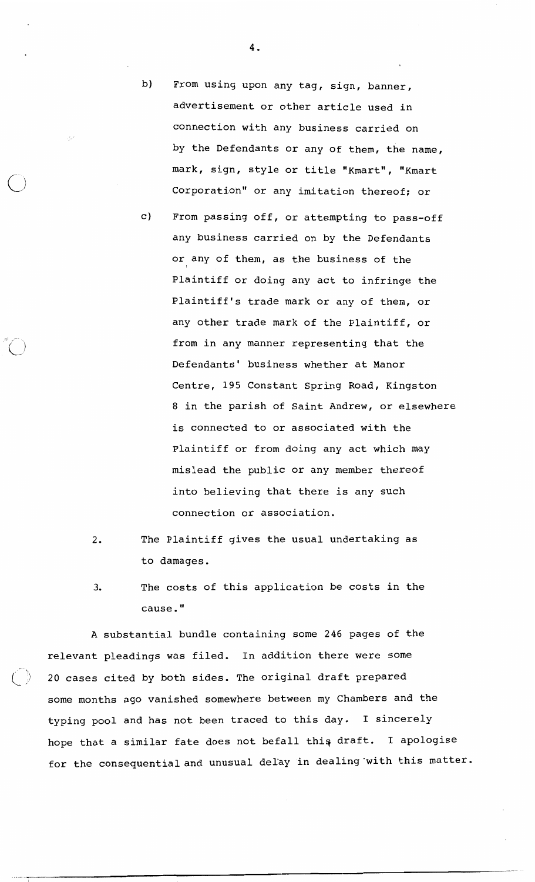b) From using upon any tag, sign, banner, advertisement or other article used in connection with any business carried on by the Defendants or any of them, the name, mark, sign, style or title "Kmart", "Kmart Corporation" or any imitation thereof; or

c) From passing off, or attempting to pass-off any business carried on by the Defendants or any of them, as the business of the Plaintiff or doing any act to infringe the Plaintiff's trade mark or any of them, or any other trade mark of the Plaintiff, or from in any manner representing that the Defendants' business whether at Manor Centre, 195 Constant Spring Road, Kingston 8 in the parish of Saint Andrew, or elsewhere is connected to or associated with the Plaintiff or from doing any act which may mislead the public or any member thereof into believing that there is any such connection or association.

2. The Plaintiff gives the usual undertaking as to damages.

3. The costs of this application be costs in the cause."

A substantial bundle containing some 246 pages of the relevant pleadings was filed. In addition there were some 20 cases cited by both sides. The original draft prepared some months ago vanished somewhere between my Chambers and the typing pool and has not been traced to this day. I sincerely hope that a similar fate does not befall this draft. I apologise for the consequential and unusual delay in dealing with this matter.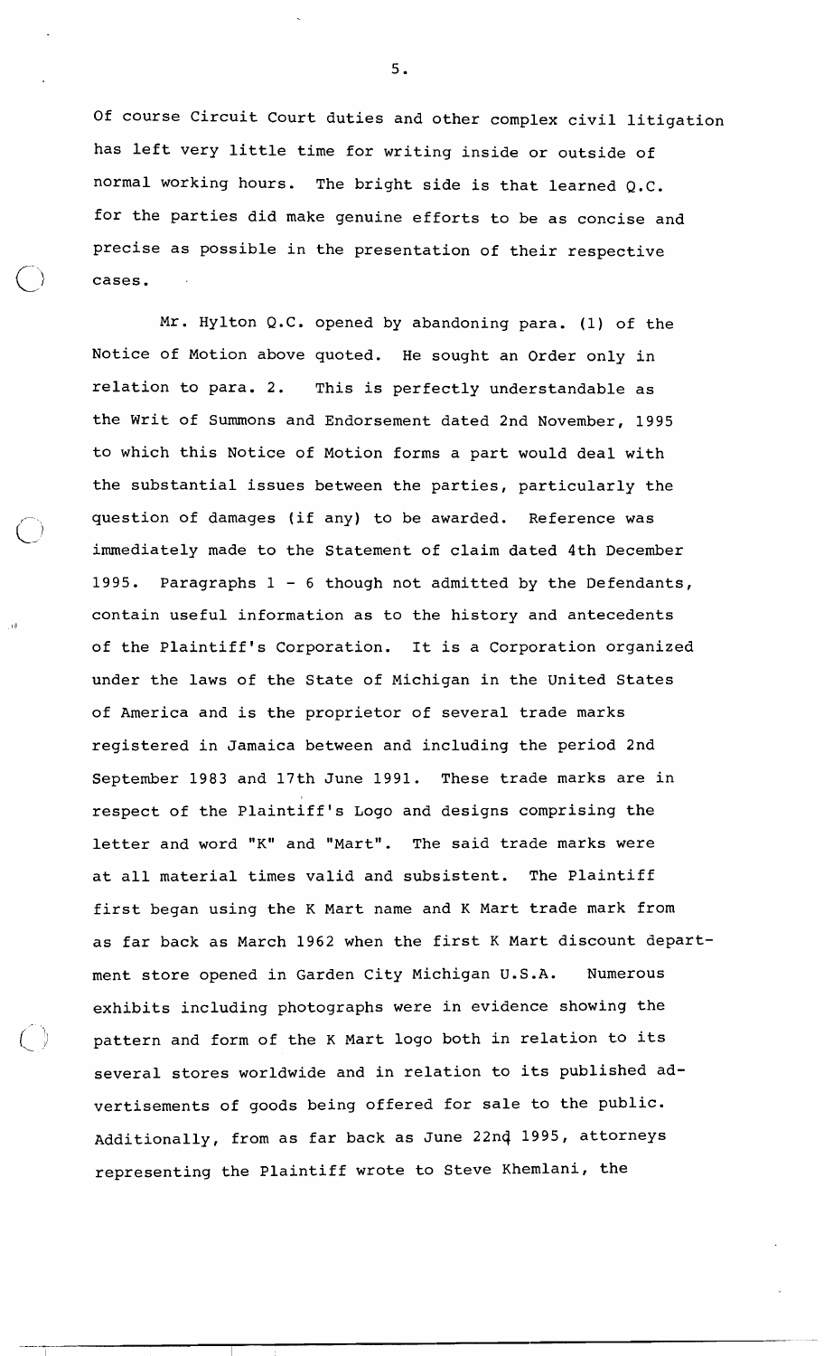Of course Circuit Court duties and other complex civil litigation has left very little time for writing inside or outside of normal working hours. The bright side is that learned Q.C. for the parties did make genuine efforts to be as concise and precise as possible in the presentation of their respective cases.

Mr. Hylton Q.C. opened by abandoning para. (1) of the Notice of Motion above quoted. He sought an Order only in relation to para. 2. This is perfectly understandable as the Writ of Summons and Endorsement dated 2nd November, 1995 to which this Notice of Motion forms a part would deal with the substantial issues between the parties, particularly the question of damages (if any) to be awarded. Reference was immediately made to the Statement of claim dated 4th December 1995. Paragraphs 1 - 6 though not admitted by the Defendants, contain useful information as to the history and antecedents of the Plaintiff's Corporation. It is a Corporation organized under the laws of the State of Michigan in the United States of America and is the proprietor of several trade marks registered in Jamaica between and including the period 2nd September 1983 and 17th June 1991. These trade marks are in respect of the Plaintiff's Logo and designs comprising the letter and word "K" and "Mart". The said trade marks were at all material times valid and subsistent. The Plaintiff first began using the K Mart name and K Mart trade mark from as far back as March 1962 when the first K Mart discount department store opened in Garden City Michigan U.S.A. Numerous exhibits including photographs were in evidence showing the pattern and form of the K Mart logo both in relation to its several stores worldwide and in relation to its published advertisements of goods being offered for sale to the public. Additionally, from as far back as June 22nd 1995, attorneys representing the Plaintiff wrote to Steve Khemlani, the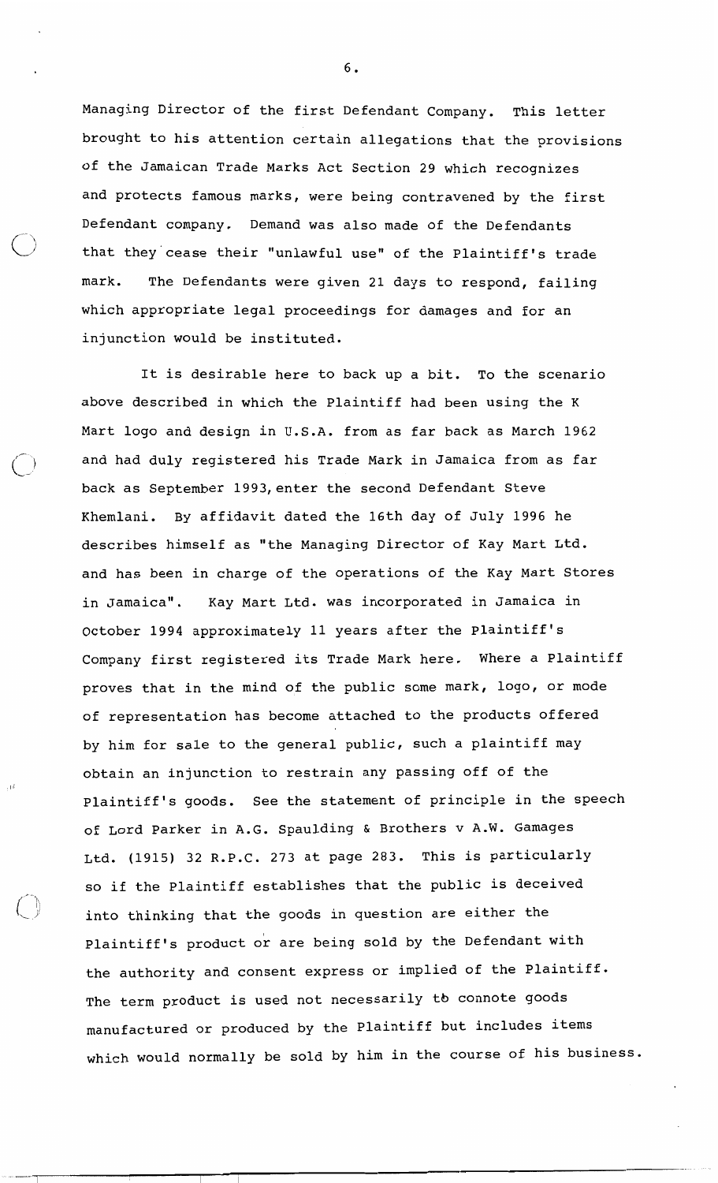Managing Director of the first Defendant Company. This letter brought to his attention certain allegations that the provisions of the Jamaican Trade Marks Act Section 29 which recognizes and protects famous marks, were being contravened by the first Defendant company. Demand was also made of the Defendants that they cease their "unlawful use" of the Plaintiff's trade mark. The Defendants were given 21 days to respond, failing which appropriate legal proceedings for damages and for an injunction would be instituted.

It is desirable here to back up a bit. To the scenario above described in which the Plaintiff had been using the K Mart logo and design in U.S.A. from as far back as March 1962 and had duly registered his Trade Mark in Jamaica from as far back as September 1993, enter the second Defendant Steve Khemlani. By affidavit dated the 16th day of July 1996 he describes himself as "the Managing Director of Kay Mart Ltd. and has been in charge of the operations of the Kay Mart Stores in Jamaica". Kay Mart Ltd. was incorporated in Jamaica in October 1994 approximately 11 years after the Plaintiff's Company first registered its Trade Mark here. Where a Plaintiff proves that in the mind of the public some mark, logo, or mode of representation has become attached to the products offered by him for sale to the general public, such a plaintiff may obtain an injunction to restrain any passing off of the Plaintiff's goods. See the statement of principle in the speech of Lord Parker in A.G. Spaulding & Brothers v A.W. Gamages Ltd. (1915) 32 R.P.C. 273 at page 283. This is particularly so if the Plaintiff establishes that the public is deceived into thinking that the goods in question are either the Plaintiff's product or are being sold by the Defendant with the authority and consent express or implied of the Plaintiff. The term product is used not necessarily to connote goods manufactured or produced by the Plaintiff but includes items which would normally be sold by him in the course of his business.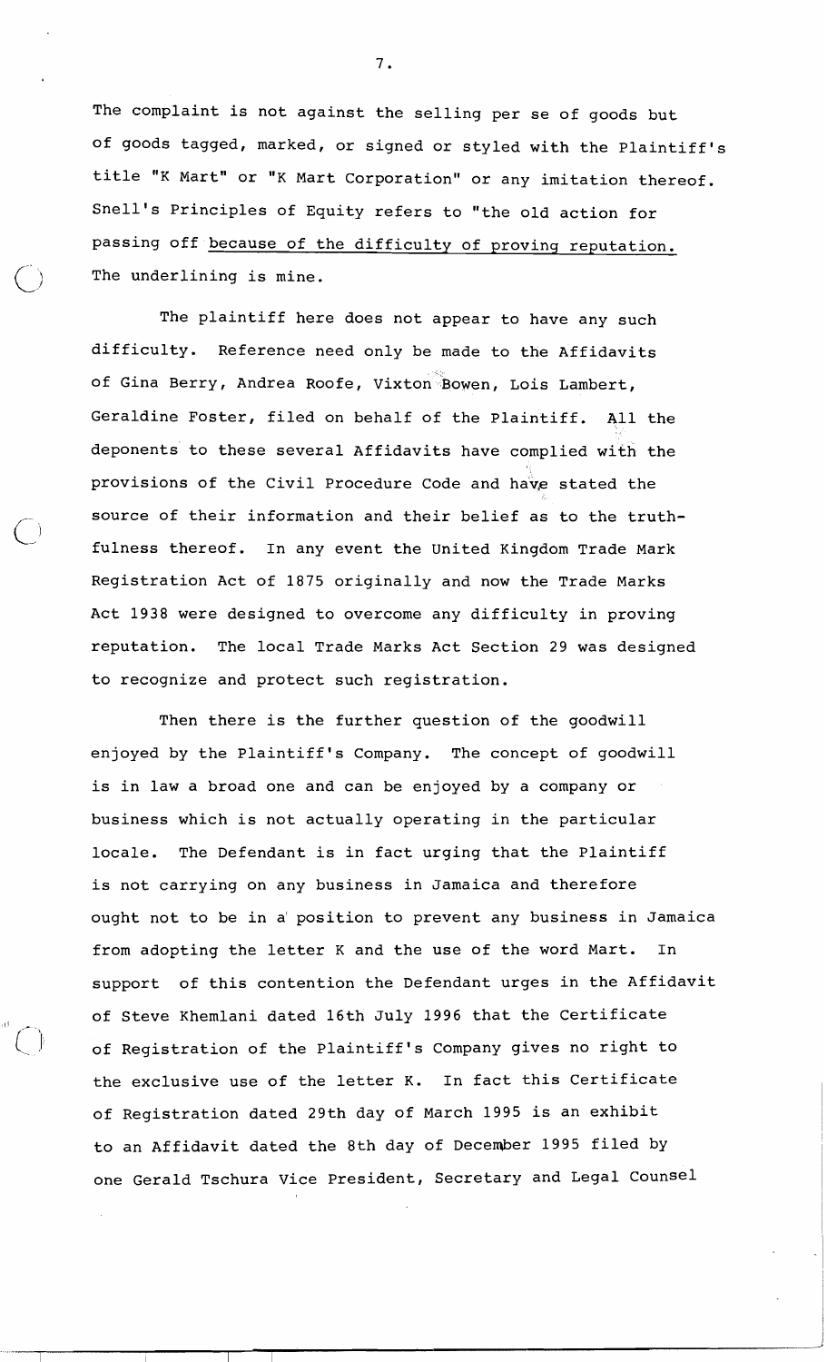The complaint is not against the selling per se of goods but of goods tagged, marked, or signed or styled with the Plaintiff's title "K Mart" or "K Mart Corporation" or any imitation thereof. Snell's Principles of Equity refers to "the old action for passing off <u>because of the difficulty of proving reputation.</u> The underlining is mine.

The plaintiff here does not appear to have any such difficulty. Reference need only be made to the Affidavits of Gina Berry, Andrea Roofe, Vixton Bowen, Lois Lambert, Geraldine Foster, filed on behalf of the Plaintiff. All the deponents to these several Affidavits have complied with the provisions of the Civil Procedure Code and have stated the source of their information and their belief as to the truthfulness thereof. In any event the United Kingdom Trade Mark Registration Act of 1875 originally and now the Trade Marks Act 1938 were designed to overcome any difficulty in proving reputation. The local Trade Marks Act Section 29 was designed to recognize and protect such registration.

Then there is the further question of the goodwill enjoyed by the Plaintiff's Company. The concept of goodwill is in law a broad one and can be enjoyed by a company or business which is not actually operating in the particular locale. The Defendant is in fact urging that the Plaintiff is not carrying on any business in Jamaica and therefore ought not to be in a position to prevent any business in Jamaica from adopting the letter K and the use of the word Mart. In support of this contention the Defendant urges in the Affidavit of Steve Khemlani dated 16th July 1996 that the Certificate of Registration of the Plaintiff's Company gives no right to the exclusive use of the letter K. In fact this Certificate of Registration dated 29th day of March 1995 is an exhibit to an Affidavit dated the 8th day of December 1995 filed by one Gerald Tschura Vice President, Secretary and Legal Counsel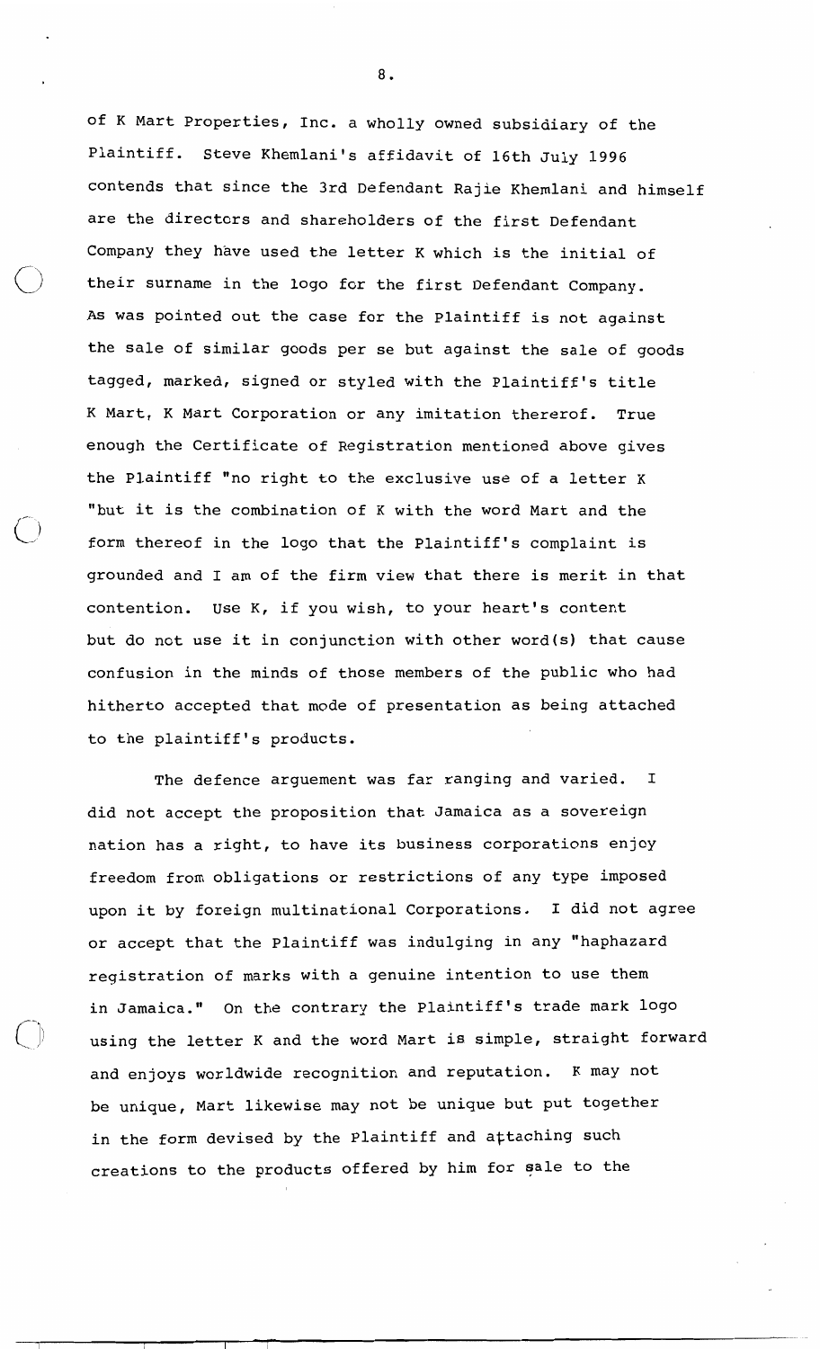of K Mart Properties, Inc. a wholly owned subsidiary of the Plaintiff. Steve Khemlani's affidavit of 16th July 1996 contends that since the 3rd Defendant Rajie Khemlani and himself are the directors and shareholders of the first Defendant Company they have used the letter K which is the initial of their surname in the logo for the first Defendant Company. As was pointed out the case for the Plaintiff is not against the sale of similar goods per se but against the sale of goods tagged, marked, signed or styled with the Plaintiff's title K Mart, K Mart Corporation or any imitation thereof. True enough the Certificate of Registration mentioned above gives the Plaintiff "no right to the exclusive use of a letter K "but it is the combination of K with the word Mart and the form thereof in the logo that the Plaintiff's complaint is grounded and I am of the firm view that there is merit in that contention. Use K, if you wish, to your heart's content but do not use it in conjunction with other word(s) that cause confusion in the minds of those members of the public who had hitherto accepted that mode of presentation as being attached to the plaintiff's products.

The defence arguement was far ranging and varied. I did not accept the proposition that Jamaica as a sovereign nation has a right, to have its business corporations enjoy freedom from obligations or restrictions of any type imposed upon it by foreign multinational Corporations. I did not agree or accept that the Plaintiff was indulging in any "haphazard registration of marks with a genuine intention to use them in Jamaica." On the contrary the Plaintiff's trade mark logo using the letter K and the word Mart is simple, straight forward and enjoys worldwide recognition and reputation. K may not be unique, Mart likewise may not be unique but put together in the form devised by the Plaintiff and attaching such creations to the products offered by him for sale to the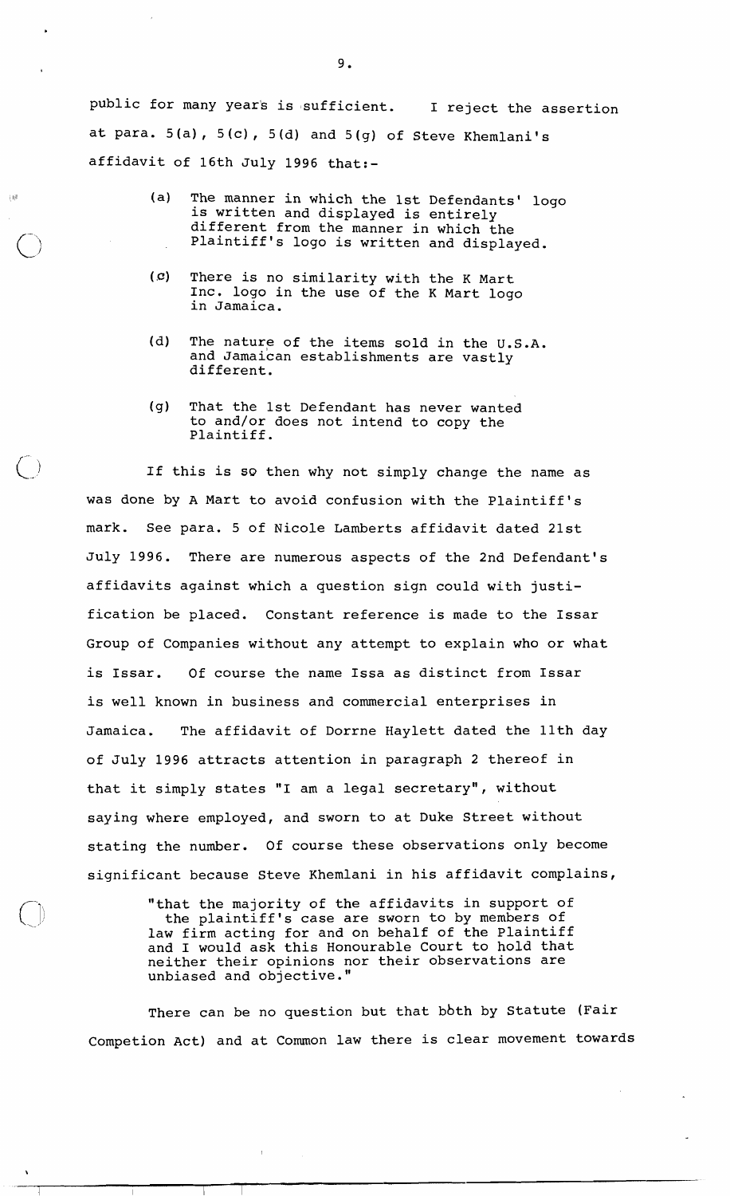public for many years is sufficient. I reject the assertion at para. 5(a), 5(c), 5(d) and 5(g) of Steve Khemlani's affidavit of 16th July 1996 that:-

> (a) The manner in which the 1st Defendants' logo is written and displayed is entirely different from the manner in which the Plaintiff's logo is written and displayed.
>
> (c) There is no similarity with the K Mart Inc. logo in the use of the K Mart logo in Jamaica.
>
> (d) The nature of the items sold in the U.S.A. and Jamaican establishments are vastly different.
>
> (g) That the 1st Defendant has never wanted to and/or does not intend to copy the Plaintiff.

If this is so then why not simply change the name as was done by A Mart to avoid confusion with the Plaintiff's mark. See para. 5 of Nicole Lamberts affidavit dated 21st July 1996. There are numerous aspects of the 2nd Defendant's affidavits against which a question sign could with justification be placed. Constant reference is made to the Issar Group of Companies without any attempt to explain who or what is Issar. Of course the name Issa as distinct from Issar is well known in business and commercial enterprises in Jamaica. The affidavit of Dorrne Haylett dated the 11th day of July 1996 attracts attention in paragraph 2 thereof in that it simply states "I am a legal secretary", without saying where employed, and sworn to at Duke Street without stating the number. Of course these observations only become significant because Steve Khemlani in his affidavit complains,

> "that the majority of the affidavits in support of the plaintiff's case are sworn to by members of law firm acting for and on behalf of the Plaintiff and I would ask this Honourable Court to hold that neither their opinions nor their observations are unbiased and objective."

There can be no question but that both by Statute (Fair Competion Act) and at Common law there is clear movement towards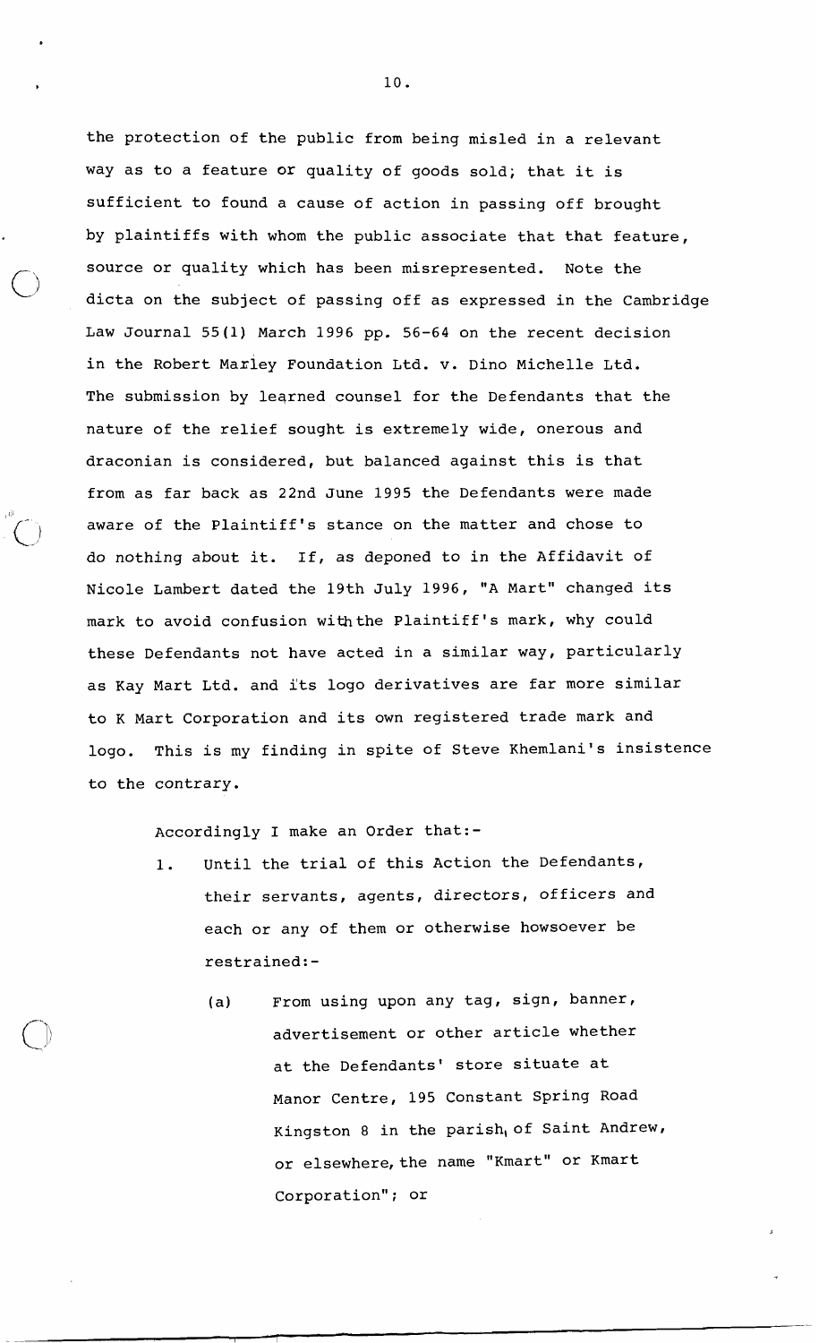the protection of the public from being misled in a relevant way as to a feature or quality of goods sold; that it is sufficient to found a cause of action in passing off brought by plaintiffs with whom the public associate that that feature, source or quality which has been misrepresented. Note the dicta on the subject of passing off as expressed in the Cambridge Law Journal 55(1) March 1996 pp. 56-64 on the recent decision in the Robert Marley Foundation Ltd. v. Dino Michelle Ltd. The submission by learned counsel for the Defendants that the nature of the relief sought is extremely wide, onerous and draconian is considered, but balanced against this is that from as far back as 22nd June 1995 the Defendants were made aware of the Plaintiff's stance on the matter and chose to do nothing about it. If, as deponed to in the Affidavit of Nicole Lambert dated the 19th July 1996, "A Mart" changed its mark to avoid confusion with the Plaintiff's mark, why could these Defendants not have acted in a similar way, particularly as Kay Mart Ltd. and its logo derivatives are far more similar to K Mart Corporation and its own registered trade mark and logo. This is my finding in spite of Steve Khemlani's insistence to the contrary.

Accordingly I make an Order that:-

1. Until the trial of this Action the Defendants, their servants, agents, directors, officers and each or any of them or otherwise howsoever be restrained:-

    (a) From using upon any tag, sign, banner, advertisement or other article whether at the Defendants' store situate at Manor Centre, 195 Constant Spring Road Kingston 8 in the parish of Saint Andrew, or elsewhere, the name "Kmart" or Kmart Corporation"; or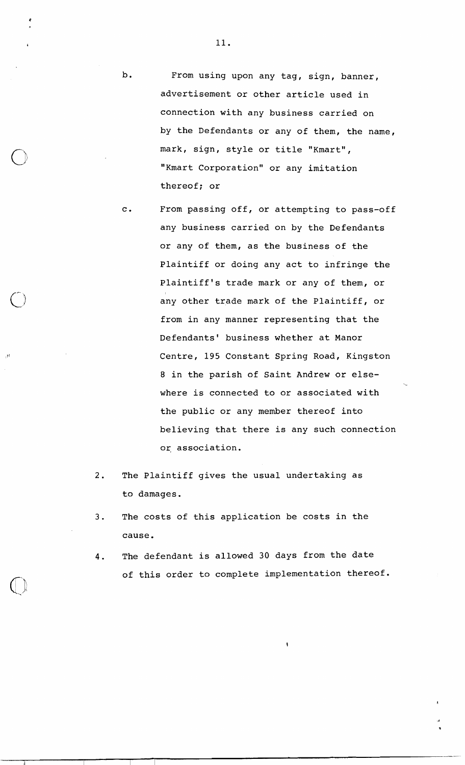b. From using upon any tag, sign, banner, advertisement or other article used in connection with any business carried on by the Defendants or any of them, the name, mark, sign, style or title "Kmart", "Kmart Corporation" or any imitation thereof; or

c. From passing off, or attempting to pass-off any business carried on by the Defendants or any of them, as the business of the Plaintiff or doing any act to infringe the Plaintiff's trade mark or any of them, or any other trade mark of the Plaintiff, or from in any manner representing that the Defendants' business whether at Manor Centre, 195 Constant Spring Road, Kingston 8 in the parish of Saint Andrew or elsewhere is connected to or associated with the public or any member thereof into believing that there is any such connection or association.

2. The Plaintiff gives the usual undertaking as to damages.

3. The costs of this application be costs in the cause.

4. The defendant is allowed 30 days from the date of this order to complete implementation thereof.